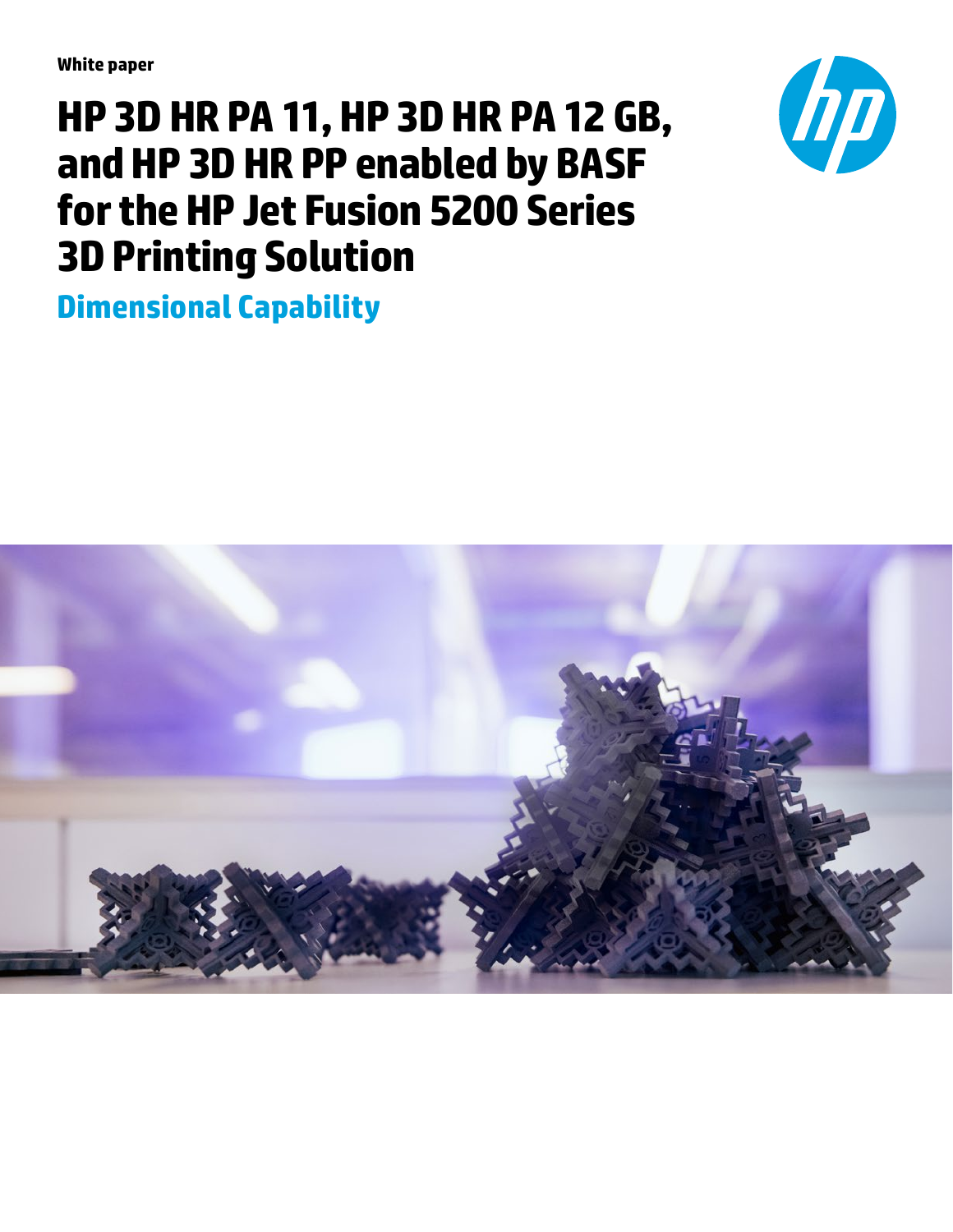White paper

# HP 3D HR PA 11, HP 3D HR PA 12 GB, and HP 3D HR PP enabled by BASF for the HP Jet Fusion 5200 Series 3D Printing Solution

## Dimensional Capability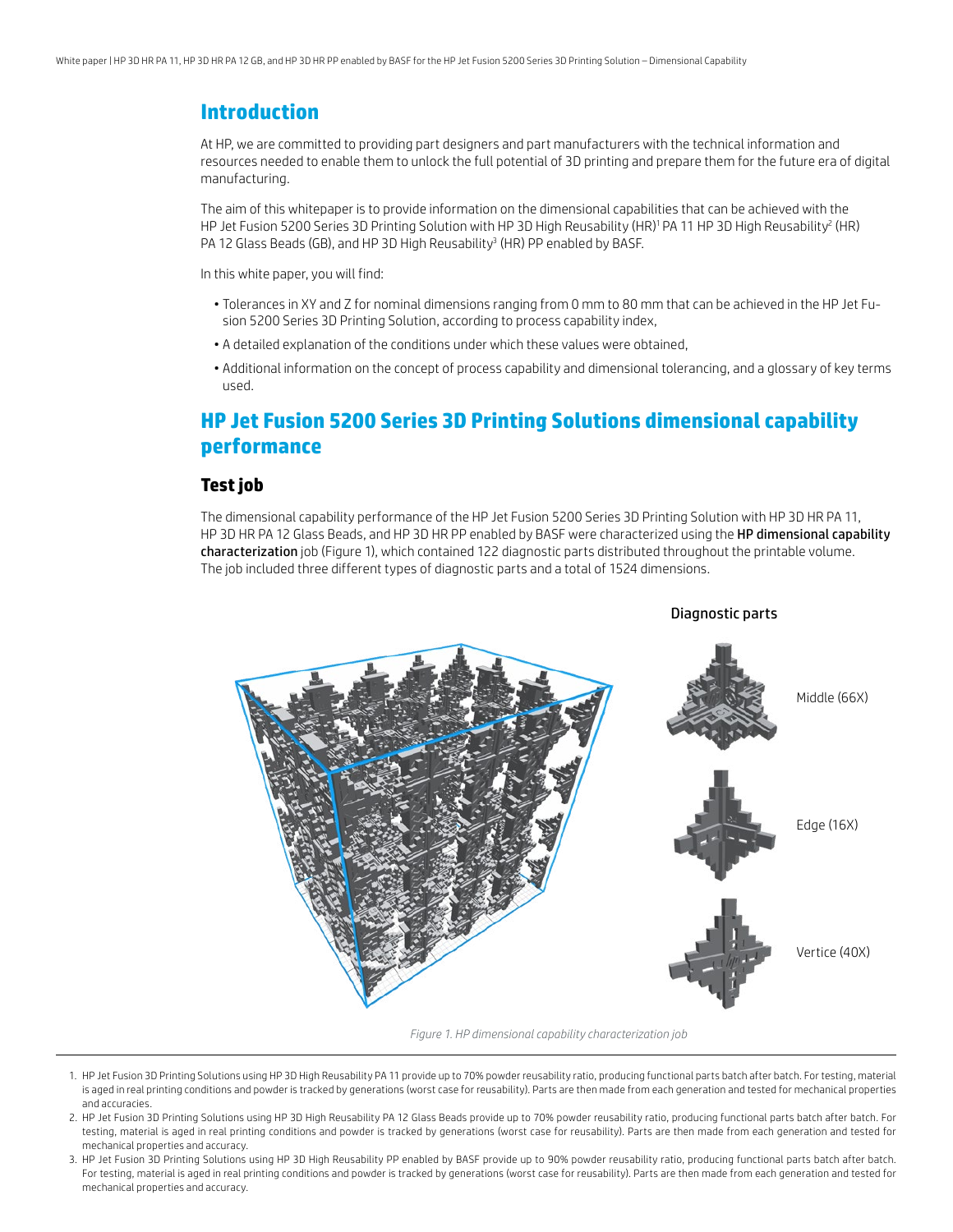# Introduction

At HP, we are committed to providing part designers and part manufacturers with the technical information and resources needed to enable them to unlock the full potential of 3D printing and prepare them for the future era of digital manufacturing.

The aim of this whitepaper is to provide information on the dimensional capabilities that can be achieved with the HP Jet Fusion 5200 Series 3D Printing Solution with HP 3D High Reusability (HR)[1] PA 11 HP 3D High Reusability[2] (HR) PA 12 Glass Beads (GB), and HP 3D High Reusability[3] (HR) PP enabled by BASF.

In this white paper, you will find:

- Tolerances in XY and Z for nominal dimensions ranging from 0 mm to 80 mm that can be achieved in the HP Jet Fusion 5200 Series 3D Printing Solution, according to process capability index,
- A detailed explanation of the conditions under which these values were obtained,
- Additional information on the concept of process capability and dimensional tolerancing, and a glossary of key terms used.

# HP Jet Fusion 5200 Series 3D Printing Solutions dimensional capability performance

## Test job

The dimensional capability performance of the HP Jet Fusion 5200 Series 3D Printing Solution with HP 3D HR PA 11, HP 3D HR PA 12 Glass Beads, and HP 3D HR PP enabled by BASF were characterized using the **HP dimensional capability characterization** job (Figure 1), which contained 122 diagnostic parts distributed throughout the printable volume. The job included three different types of diagnostic parts and a total of 1524 dimensions.

Diagnostic parts

Middle (66X)

Edge (16X)

Vertice (40X)

*Figure 1. HP dimensional capability characterization job*

1. HP Jet Fusion 3D Printing Solutions using HP 3D High Reusability PA 11 provide up to 70% powder reusability ratio, producing functional parts batch after batch. For testing, material is aged in real printing conditions and powder is tracked by generations (worst case for reusability). Parts are then made from each generation and tested for mechanical properties and accuracies.
2. HP Jet Fusion 3D Printing Solutions using HP 3D High Reusability PA 12 Glass Beads provide up to 70% powder reusability ratio, producing functional parts batch after batch. For testing, material is aged in real printing conditions and powder is tracked by generations (worst case for reusability). Parts are then made from each generation and tested for mechanical properties and accuracy.
3. HP Jet Fusion 3D Printing Solutions using HP 3D High Reusability PP enabled by BASF provide up to 90% powder reusability ratio, producing functional parts batch after batch. For testing, material is aged in real printing conditions and powder is tracked by generations (worst case for reusability). Parts are then made from each generation and tested for mechanical properties and accuracy.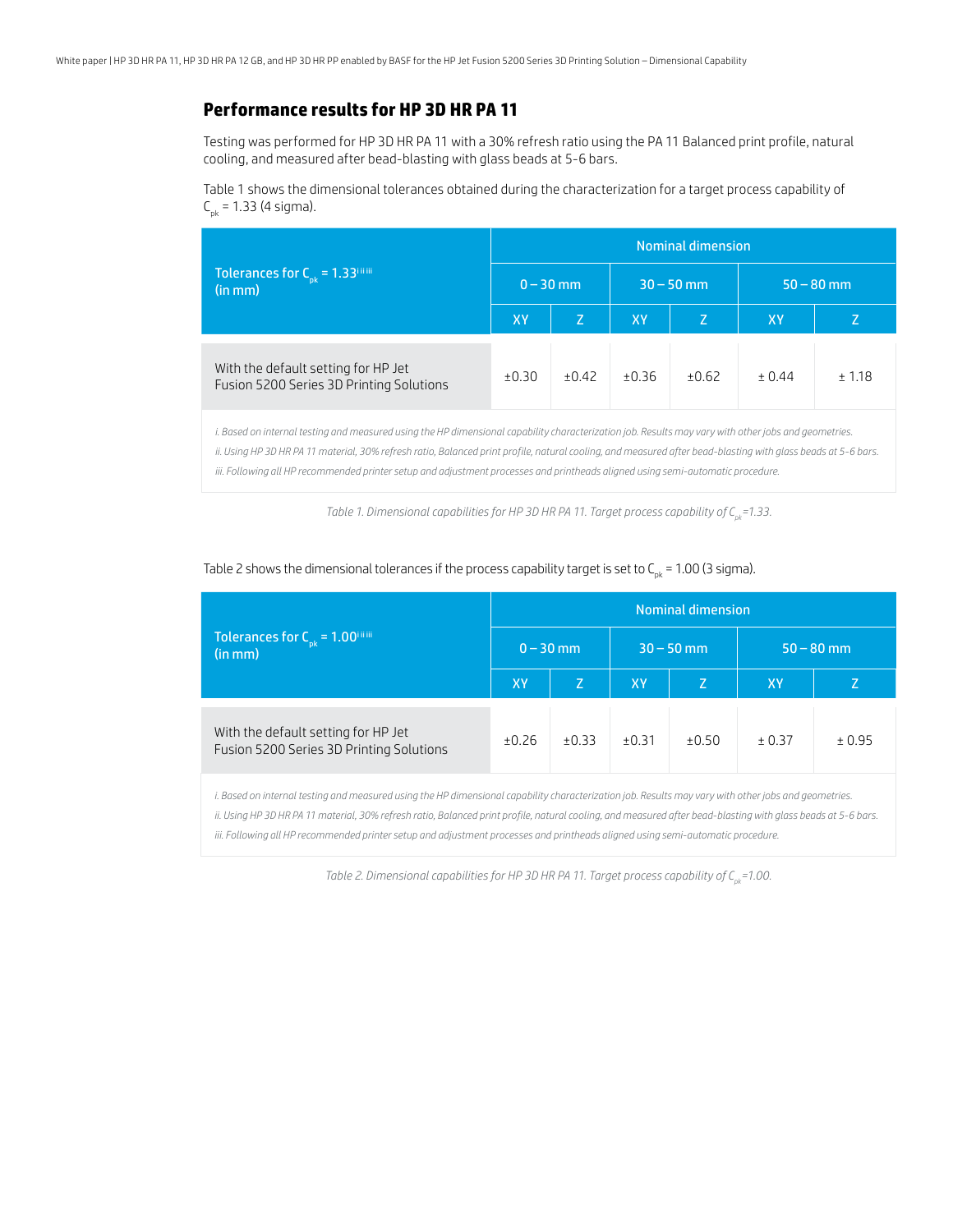## Performance results for HP 3D HR PA 11

Testing was performed for HP 3D HR PA 11 with a 30% refresh ratio using the PA 11 Balanced print profile, natural cooling, and measured after bead-blasting with glass beads at 5-6 bars.

Table 1 shows the dimensional tolerances obtained during the characterization for a target process capability of $C_{pk}$ = 1.33 (4 sigma).

| Tolerances for $C_{pk}$ = 1.33[i ii iii] (in mm) | Nominal dimension | | | | | |
|---|---|---|---|---|---|---|
| | 0 – 30 mm | | 30 – 50 mm | | 50 – 80 mm | |
| | XY | Z | XY | Z | XY | Z |
| With the default setting for HP Jet Fusion 5200 Series 3D Printing Solutions | ±0.30 | ±0.42 | ±0.36 | ±0.62 | ± 0.44 | ± 1.18 |

*i. Based on internal testing and measured using the HP dimensional capability characterization job. Results may vary with other jobs and geometries.*
*ii. Using HP 3D HR PA 11 material, 30% refresh ratio, Balanced print profile, natural cooling, and measured after bead-blasting with glass beads at 5-6 bars.*
*iii. Following all HP recommended printer setup and adjustment processes and printheads aligned using semi-automatic procedure.*

*Table 1. Dimensional capabilities for HP 3D HR PA 11. Target process capability of $C_{pk}$=1.33.*

Table 2 shows the dimensional tolerances if the process capability target is set to $C_{pk}$ = 1.00 (3 sigma).

| Tolerances for $C_{pk}$ = 1.00[i ii iii] (in mm) | Nominal dimension | | | | | |
|---|---|---|---|---|---|---|
| | 0 – 30 mm | | 30 – 50 mm | | 50 – 80 mm | |
| | XY | Z | XY | Z | XY | Z |
| With the default setting for HP Jet Fusion 5200 Series 3D Printing Solutions | ±0.26 | ±0.33 | ±0.31 | ±0.50 | ± 0.37 | ± 0.95 |

*i. Based on internal testing and measured using the HP dimensional capability characterization job. Results may vary with other jobs and geometries.*
*ii. Using HP 3D HR PA 11 material, 30% refresh ratio, Balanced print profile, natural cooling, and measured after bead-blasting with glass beads at 5-6 bars.*
*iii. Following all HP recommended printer setup and adjustment processes and printheads aligned using semi-automatic procedure.*

*Table 2. Dimensional capabilities for HP 3D HR PA 11. Target process capability of $C_{pk}$=1.00.*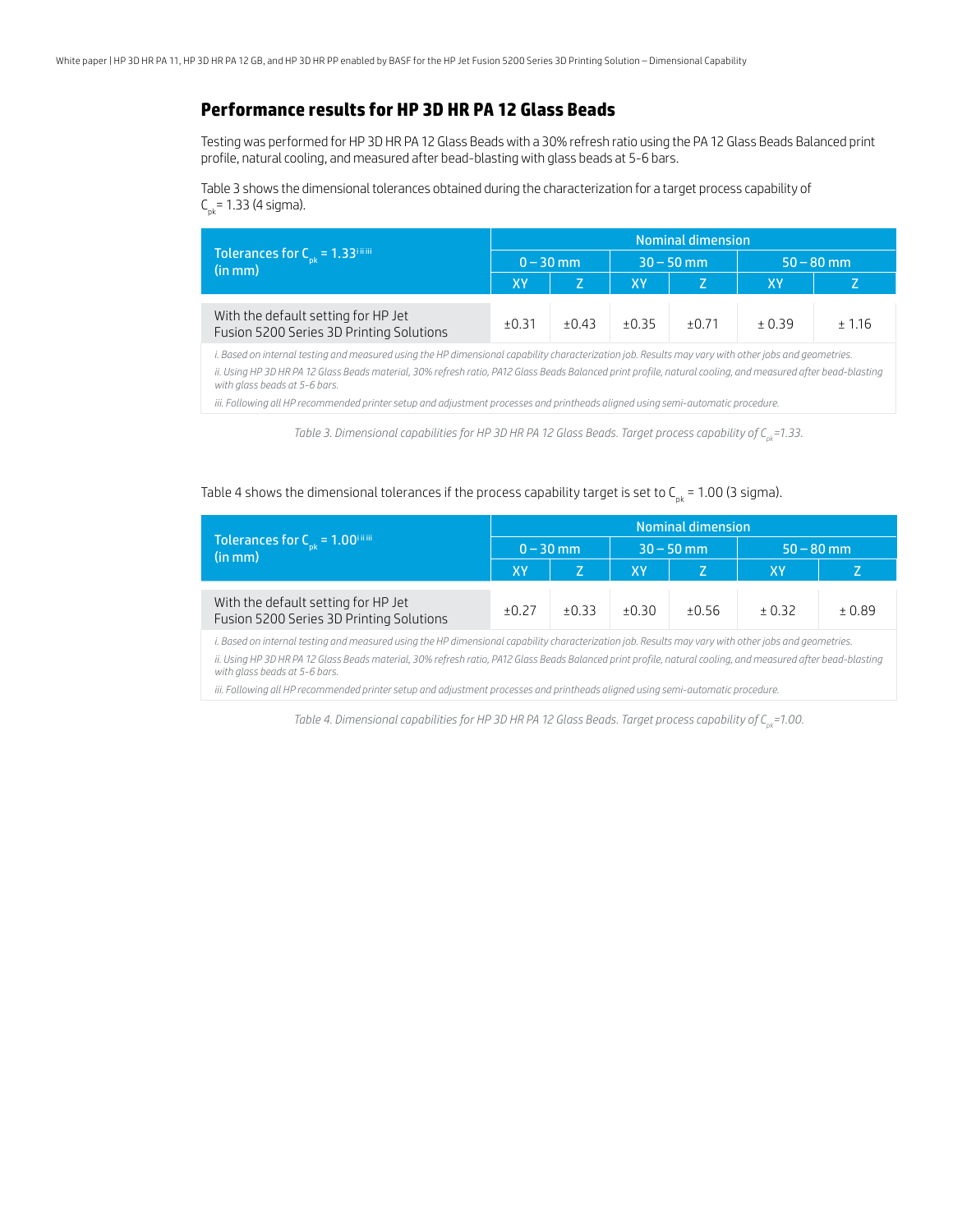## Performance results for HP 3D HR PA 12 Glass Beads

Testing was performed for HP 3D HR PA 12 Glass Beads with a 30% refresh ratio using the PA 12 Glass Beads Balanced print profile, natural cooling, and measured after bead-blasting with glass beads at 5-6 bars.

Table 3 shows the dimensional tolerances obtained during the characterization for a target process capability of $C_{pk}$ = 1.33 (4 sigma).

| Tolerances for $C_{pk}$ = 1.33[i ii iii] (in mm) | Nominal dimension | | | | | |
|---|---|---|---|---|---|---|
| | 0 – 30 mm | | 30 – 50 mm | | 50 – 80 mm | |
| | XY | Z | XY | Z | XY | Z |
| With the default setting for HP Jet Fusion 5200 Series 3D Printing Solutions | ±0.31 | ±0.43 | ±0.35 | ±0.71 | ± 0.39 | ± 1.16 |

*i. Based on internal testing and measured using the HP dimensional capability characterization job. Results may vary with other jobs and geometries.*

*ii. Using HP 3D HR PA 12 Glass Beads material, 30% refresh ratio, PA12 Glass Beads Balanced print profile, natural cooling, and measured after bead-blasting with glass beads at 5-6 bars.*

*iii. Following all HP recommended printer setup and adjustment processes and printheads aligned using semi-automatic procedure.*

*Table 3. Dimensional capabilities for HP 3D HR PA 12 Glass Beads. Target process capability of $C_{pk}$=1.33.*

Table 4 shows the dimensional tolerances if the process capability target is set to $C_{pk}$ = 1.00 (3 sigma).

| Tolerances for $C_{pk}$ = 1.00[i ii iii] (in mm) | Nominal dimension | | | | | |
|---|---|---|---|---|---|---|
| | 0 – 30 mm | | 30 – 50 mm | | 50 – 80 mm | |
| | XY | Z | XY | Z | XY | Z |
| With the default setting for HP Jet Fusion 5200 Series 3D Printing Solutions | ±0.27 | ±0.33 | ±0.30 | ±0.56 | ± 0.32 | ± 0.89 |

*i. Based on internal testing and measured using the HP dimensional capability characterization job. Results may vary with other jobs and geometries.*

*ii. Using HP 3D HR PA 12 Glass Beads material, 30% refresh ratio, PA12 Glass Beads Balanced print profile, natural cooling, and measured after bead-blasting with glass beads at 5-6 bars.*

*iii. Following all HP recommended printer setup and adjustment processes and printheads aligned using semi-automatic procedure.*

*Table 4. Dimensional capabilities for HP 3D HR PA 12 Glass Beads. Target process capability of $C_{pk}$=1.00.*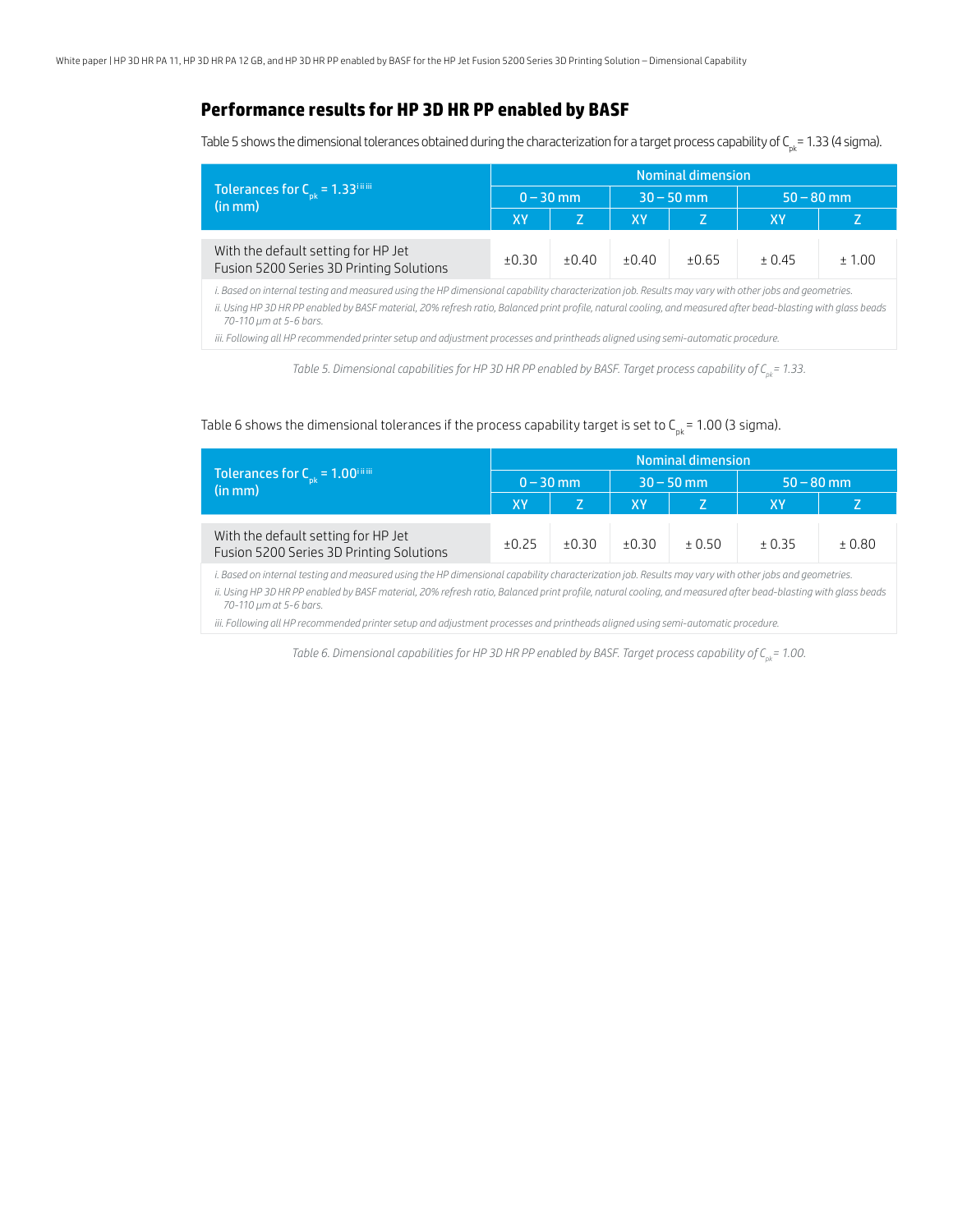## Performance results for HP 3D HR PP enabled by BASF

Table 5 shows the dimensional tolerances obtained during the characterization for a target process capability of $C_{pk}$ = 1.33 (4 sigma).

| Tolerances for $C_{pk}$ = 1.33[i ii iii] (in mm) | Nominal dimension | | | | | |
|---|---|---|---|---|---|---|
| | 0 – 30 mm | | 30 – 50 mm | | 50 – 80 mm | |
| | XY | Z | XY | Z | XY | Z |
| With the default setting for HP Jet Fusion 5200 Series 3D Printing Solutions | ±0.30 | ±0.40 | ±0.40 | ±0.65 | ± 0.45 | ± 1.00 |

*i. Based on internal testing and measured using the HP dimensional capability characterization job. Results may vary with other jobs and geometries.*

*ii. Using HP 3D HR PP enabled by BASF material, 20% refresh ratio, Balanced print profile, natural cooling, and measured after bead-blasting with glass beads 70-110 µm at 5-6 bars.*

*iii. Following all HP recommended printer setup and adjustment processes and printheads aligned using semi-automatic procedure.*

*Table 5. Dimensional capabilities for HP 3D HR PP enabled by BASF. Target process capability of $C_{pk}$ = 1.33.*

Table 6 shows the dimensional tolerances if the process capability target is set to $C_{pk}$ = 1.00 (3 sigma).

| Tolerances for $C_{pk}$ = 1.00[i ii iii] (in mm) | Nominal dimension | | | | | |
|---|---|---|---|---|---|---|
| | 0 – 30 mm | | 30 – 50 mm | | 50 – 80 mm | |
| | XY | Z | XY | Z | XY | Z |
| With the default setting for HP Jet Fusion 5200 Series 3D Printing Solutions | ±0.25 | ±0.30 | ±0.30 | ± 0.50 | ± 0.35 | ± 0.80 |

*i. Based on internal testing and measured using the HP dimensional capability characterization job. Results may vary with other jobs and geometries.*

*ii. Using HP 3D HR PP enabled by BASF material, 20% refresh ratio, Balanced print profile, natural cooling, and measured after bead-blasting with glass beads 70-110 µm at 5-6 bars.*

*iii. Following all HP recommended printer setup and adjustment processes and printheads aligned using semi-automatic procedure.*

*Table 6. Dimensional capabilities for HP 3D HR PP enabled by BASF. Target process capability of $C_{pk}$ = 1.00.*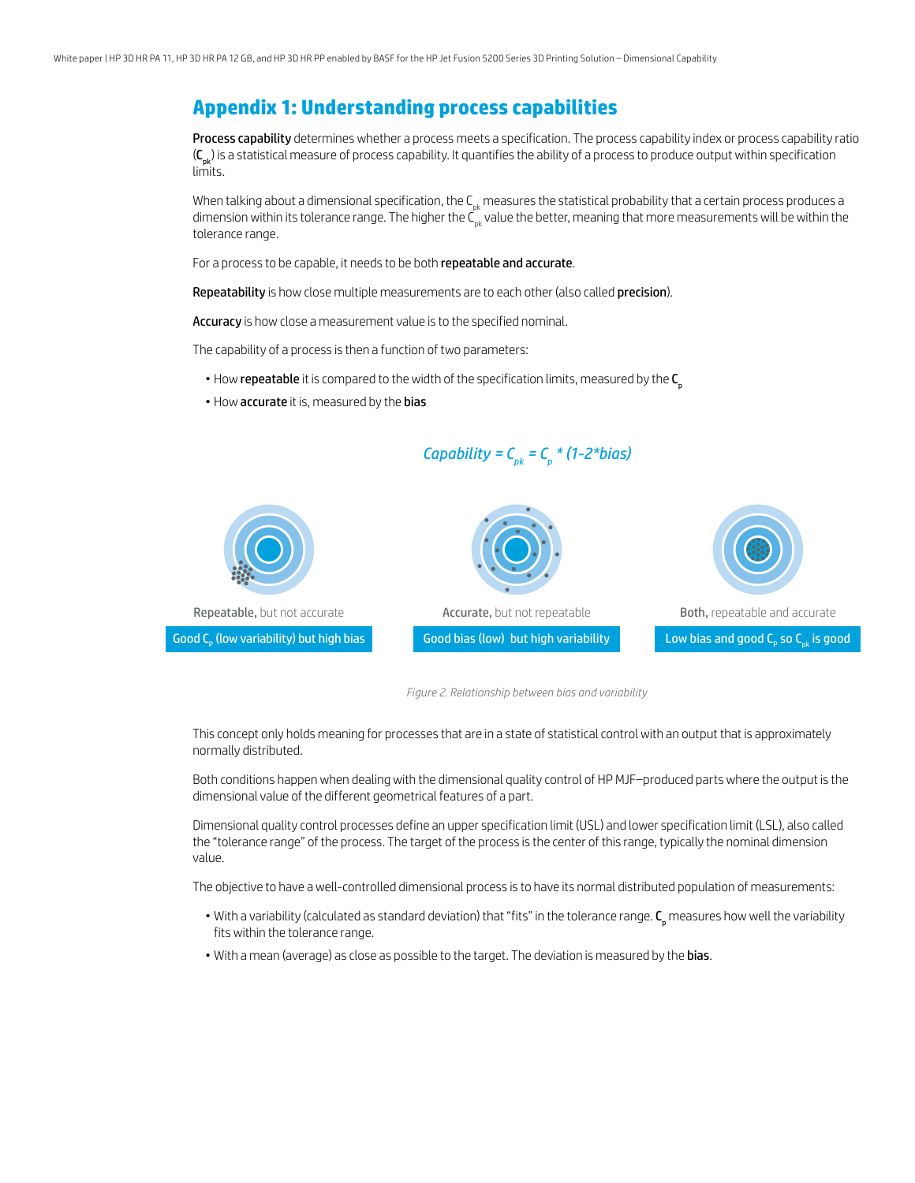# Appendix 1: Understanding process capabilities

**Process capability** determines whether a process meets a specification. The process capability index or process capability ratio (**$C_{pk}$**) is a statistical measure of process capability. It quantifies the ability of a process to produce output within specification limits.

When talking about a dimensional specification, the $C_{pk}$ measures the statistical probability that a certain process produces a dimension within its tolerance range. The higher the $C_{pk}$ value the better, meaning that more measurements will be within the tolerance range.

For a process to be capable, it needs to be both **repeatable and accurate**.

**Repeatability** is how close multiple measurements are to each other (also called **precision**).

**Accuracy** is how close a measurement value is to the specified nominal.

The capability of a process is then a function of two parameters:

- How **repeatable** it is compared to the width of the specification limits, measured by the **$C_p$**
- How **accurate** it is, measured by the **bias**

$$\text{Capability} = C_{pk} = C_p * (1-2*\text{bias})$$

Repeatable, but not accurate

Good $C_p$ (low variability) but high bias

Accurate, but not repeatable

Good bias (low) but high variability

Both, repeatable and accurate

Low bias and good $C_p$ so $C_{pk}$ is good

*Figure 2. Relationship between bias and variability*

This concept only holds meaning for processes that are in a state of statistical control with an output that is approximately normally distributed.

Both conditions happen when dealing with the dimensional quality control of HP MJF–produced parts where the output is the dimensional value of the different geometrical features of a part.

Dimensional quality control processes define an upper specification limit (USL) and lower specification limit (LSL), also called the "tolerance range" of the process. The target of the process is the center of this range, typically the nominal dimension value.

The objective to have a well-controlled dimensional process is to have its normal distributed population of measurements:

- With a variability (calculated as standard deviation) that "fits" in the tolerance range. **$C_p$** measures how well the variability fits within the tolerance range.
- With a mean (average) as close as possible to the target. The deviation is measured by the **bias**.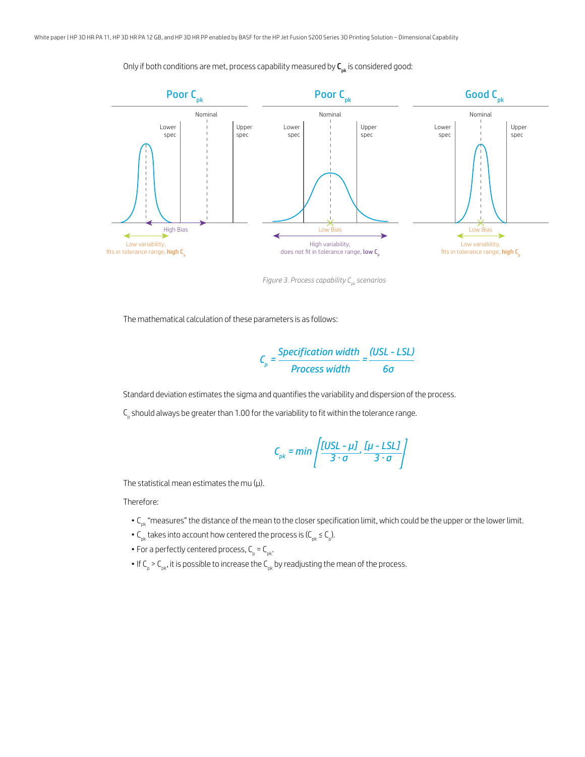Only if both conditions are met, process capability measured by $\mathbf{C_{pk}}$ is considered good:

Figure 3. Process capability $C_{pk}$ scenarios

The mathematical calculation of these parameters is as follows:

$$C_p = \frac{\text{Specification width}}{\text{Process width}} = \frac{(USL - LSL)}{6\sigma}$$

Standard deviation estimates the sigma and quantifies the variability and dispersion of the process.

$C_p$ should always be greater than 1.00 for the variability to fit within the tolerance range.

$$C_{pk} = min\left[\frac{[USL - \mu]}{3 \cdot \sigma}, \frac{[\mu - LSL]}{3 \cdot \sigma}\right]$$

The statistical mean estimates the mu (μ).

Therefore:

- $C_{pk}$ "measures" the distance of the mean to the closer specification limit, which could be the upper or the lower limit.
- $C_{pk}$ takes into account how centered the process is ($C_{pk} \leq C_p$).
- For a perfectly centered process, $C_p = C_{pk}$.
- If $C_p > C_{pk}$, it is possible to increase the $C_{pk}$ by readjusting the mean of the process.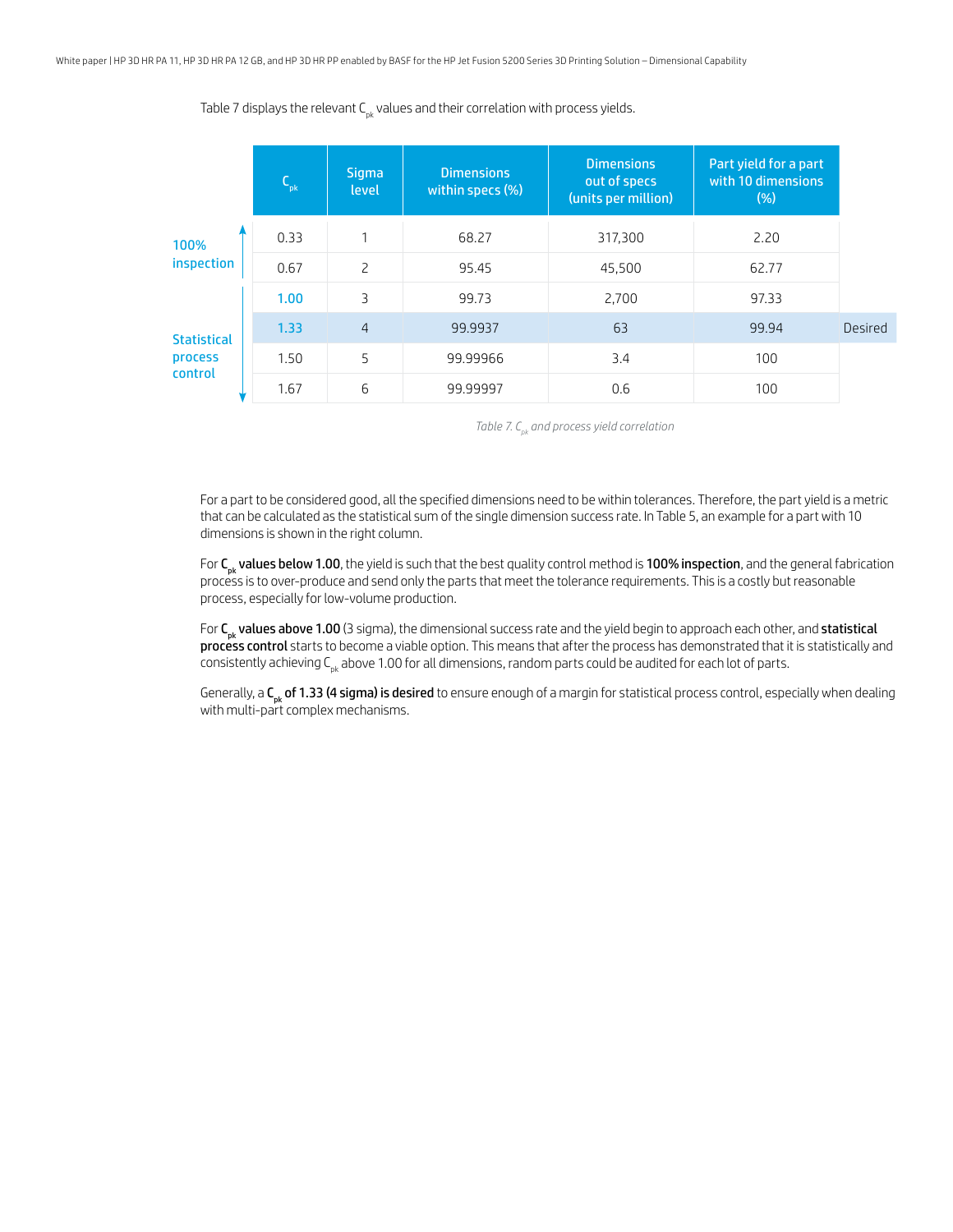Table 7 displays the relevant $C_{pk}$ values and their correlation with process yields.

| | $C_{pk}$ | Sigma level | Dimensions within specs (%) | Dimensions out of specs (units per million) | Part yield for a part with 10 dimensions (%) | |
|---|---|---|---|---|---|---|
| 100% inspection | 0.33 | 1 | 68.27 | 317,300 | 2.20 | |
| | 0.67 | 2 | 95.45 | 45,500 | 62.77 | |
| Statistical process control | 1.00 | 3 | 99.73 | 2,700 | 97.33 | |
| | 1.33 | 4 | 99.9937 | 63 | 99.94 | Desired |
| | 1.50 | 5 | 99.99966 | 3.4 | 100 | |
| | 1.67 | 6 | 99.99997 | 0.6 | 100 | |

*Table 7. $C_{pk}$ and process yield correlation*

For a part to be considered good, all the specified dimensions need to be within tolerances. Therefore, the part yield is a metric that can be calculated as the statistical sum of the single dimension success rate. In Table 5, an example for a part with 10 dimensions is shown in the right column.

For **$C_{pk}$ values below 1.00**, the yield is such that the best quality control method is **100% inspection**, and the general fabrication process is to over-produce and send only the parts that meet the tolerance requirements. This is a costly but reasonable process, especially for low-volume production.

For **$C_{pk}$ values above 1.00** (3 sigma), the dimensional success rate and the yield begin to approach each other, and **statistical process control** starts to become a viable option. This means that after the process has demonstrated that it is statistically and consistently achieving $C_{pk}$ above 1.00 for all dimensions, random parts could be audited for each lot of parts.

Generally, a **$C_{pk}$ of 1.33 (4 sigma) is desired** to ensure enough of a margin for statistical process control, especially when dealing with multi-part complex mechanisms.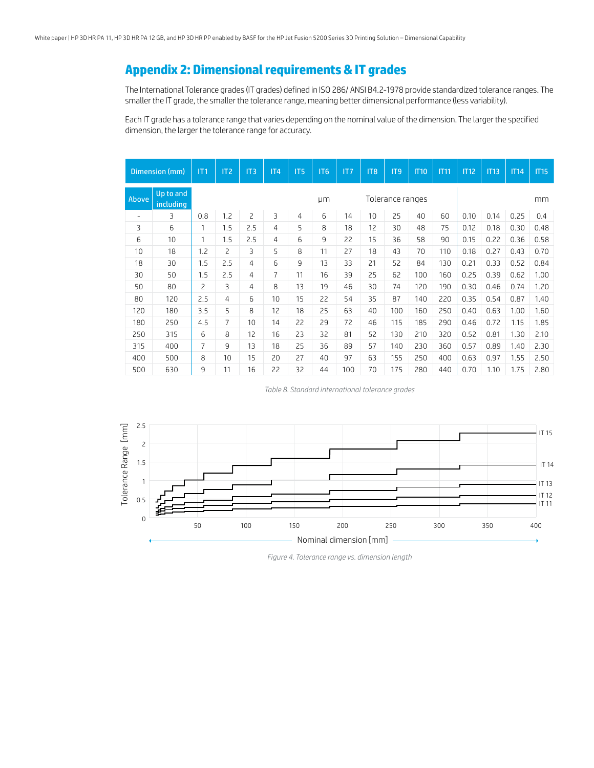## Appendix 2: Dimensional requirements & IT grades

The International Tolerance grades (IT grades) defined in ISO 286/ ANSI B4.2-1978 provide standardized tolerance ranges. The smaller the IT grade, the smaller the tolerance range, meaning better dimensional performance (less variability).

Each IT grade has a tolerance range that varies depending on the nominal value of the dimension. The larger the specified dimension, the larger the tolerance range for accuracy.

| Dimension (mm) | | IT1 | IT2 | IT3 | IT4 | IT5 | IT6 | IT7 | IT8 | IT9 | IT10 | IT11 | IT12 | IT13 | IT14 | IT15 |
|---|---|---|---|---|---|---|---|---|---|---|---|---|---|---|---|---|
| Above | Up to and including | | | | | | μm | | Tolerance ranges | | | | | | | mm |
| - | 3 | 0.8 | 1.2 | 2 | 3 | 4 | 6 | 14 | 10 | 25 | 40 | 60 | 0.10 | 0.14 | 0.25 | 0.4 |
| 3 | 6 | 1 | 1.5 | 2.5 | 4 | 5 | 8 | 18 | 12 | 30 | 48 | 75 | 0.12 | 0.18 | 0.30 | 0.48 |
| 6 | 10 | 1 | 1.5 | 2.5 | 4 | 6 | 9 | 22 | 15 | 36 | 58 | 90 | 0.15 | 0.22 | 0.36 | 0.58 |
| 10 | 18 | 1.2 | 2 | 3 | 5 | 8 | 11 | 27 | 18 | 43 | 70 | 110 | 0.18 | 0.27 | 0.43 | 0.70 |
| 18 | 30 | 1.5 | 2.5 | 4 | 6 | 9 | 13 | 33 | 21 | 52 | 84 | 130 | 0.21 | 0.33 | 0.52 | 0.84 |
| 30 | 50 | 1.5 | 2.5 | 4 | 7 | 11 | 16 | 39 | 25 | 62 | 100 | 160 | 0.25 | 0.39 | 0.62 | 1.00 |
| 50 | 80 | 2 | 3 | 4 | 8 | 13 | 19 | 46 | 30 | 74 | 120 | 190 | 0.30 | 0.46 | 0.74 | 1.20 |
| 80 | 120 | 2.5 | 4 | 6 | 10 | 15 | 22 | 54 | 35 | 87 | 140 | 220 | 0.35 | 0.54 | 0.87 | 1.40 |
| 120 | 180 | 3.5 | 5 | 8 | 12 | 18 | 25 | 63 | 40 | 100 | 160 | 250 | 0.40 | 0.63 | 1.00 | 1.60 |
| 180 | 250 | 4.5 | 7 | 10 | 14 | 22 | 29 | 72 | 46 | 115 | 185 | 290 | 0.46 | 0.72 | 1.15 | 1.85 |
| 250 | 315 | 6 | 8 | 12 | 16 | 23 | 32 | 81 | 52 | 130 | 210 | 320 | 0.52 | 0.81 | 1.30 | 2.10 |
| 315 | 400 | 7 | 9 | 13 | 18 | 25 | 36 | 89 | 57 | 140 | 230 | 360 | 0.57 | 0.89 | 1.40 | 2.30 |
| 400 | 500 | 8 | 10 | 15 | 20 | 27 | 40 | 97 | 63 | 155 | 250 | 400 | 0.63 | 0.97 | 1.55 | 2.50 |
| 500 | 630 | 9 | 11 | 16 | 22 | 32 | 44 | 100 | 70 | 175 | 280 | 440 | 0.70 | 1.10 | 1.75 | 2.80 |

*Table 8. Standard international tolerance grades*

*Figure 4. Tolerance range vs. dimension length*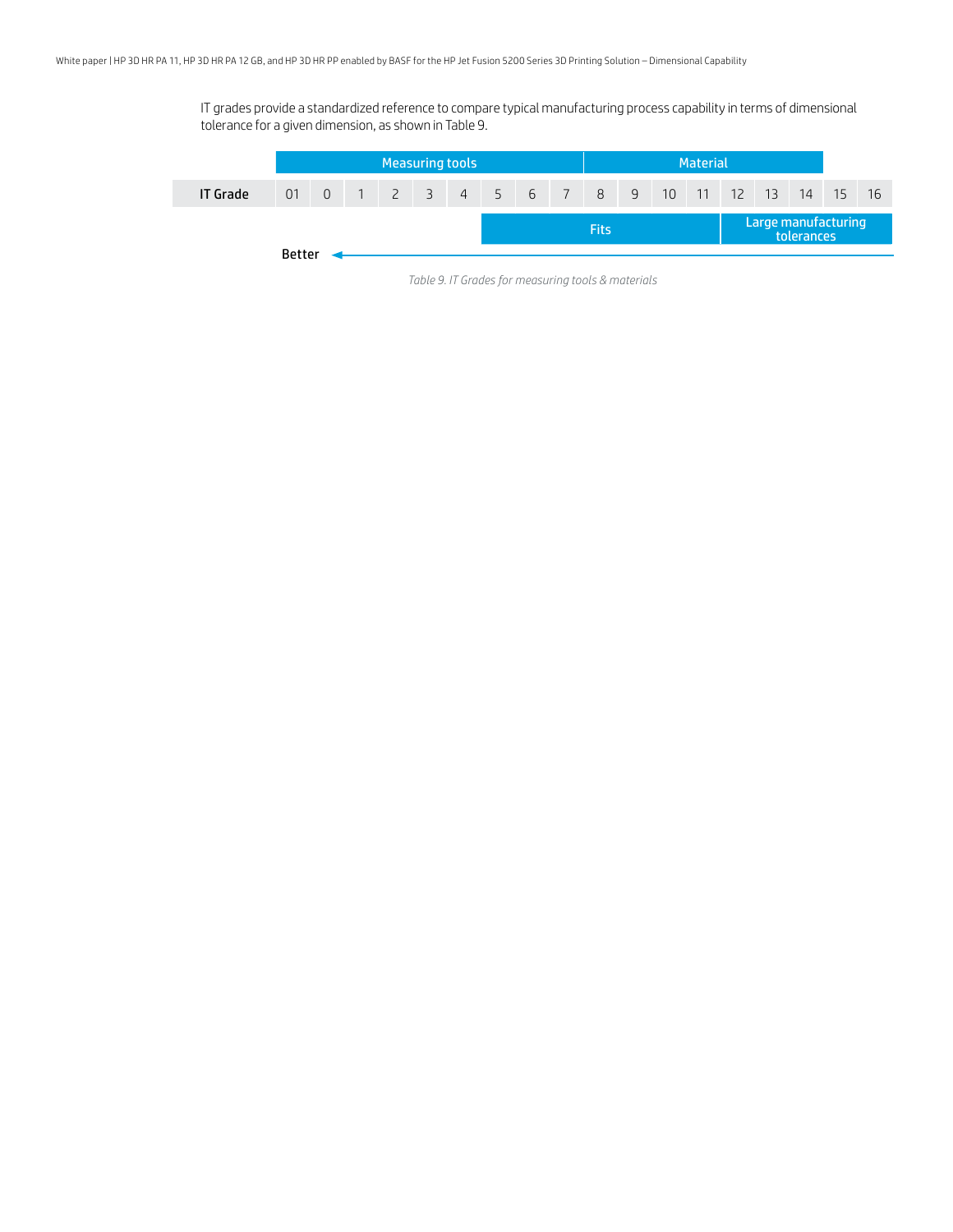IT grades provide a standardized reference to compare typical manufacturing process capability in terms of dimensional tolerance for a given dimension, as shown in Table 9.

| | Measuring tools | | | | | | | | | Material | | | | | | | | |
|---|---|---|---|---|---|---|---|---|---|---|---|---|---|---|---|---|---|---|
| **IT Grade** | 01 | 0 | 1 | 2 | 3 | 4 | 5 | 6 | 7 | 8 | 9 | 10 | 11 | 12 | 13 | 14 | 15 | 16 |
| | | | | | | | Fits | | | | | | | Large manufacturing tolerances | | | | |

Better ◄———

*Table 9. IT Grades for measuring tools & materials*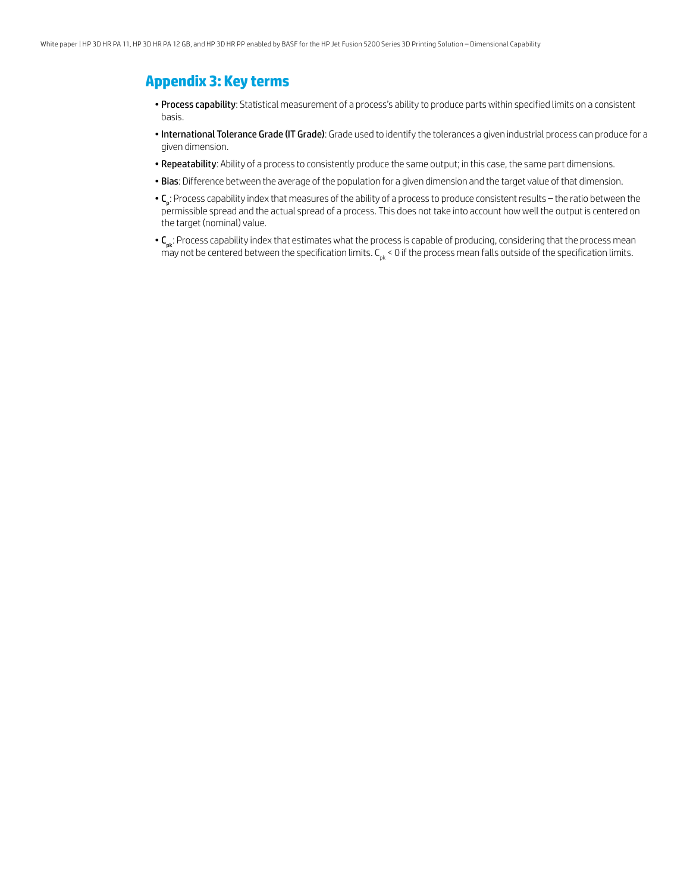## Appendix 3: Key terms

- **Process capability**: Statistical measurement of a process's ability to produce parts within specified limits on a consistent basis.
- **International Tolerance Grade (IT Grade)**: Grade used to identify the tolerances a given industrial process can produce for a given dimension.
- **Repeatability**: Ability of a process to consistently produce the same output; in this case, the same part dimensions.
- **Bias**: Difference between the average of the population for a given dimension and the target value of that dimension.
- **$C_p$**: Process capability index that measures of the ability of a process to produce consistent results – the ratio between the permissible spread and the actual spread of a process. This does not take into account how well the output is centered on the target (nominal) value.
- **$C_{pk}$**: Process capability index that estimates what the process is capable of producing, considering that the process mean may not be centered between the specification limits. $C_{pk} < 0$ if the process mean falls outside of the specification limits.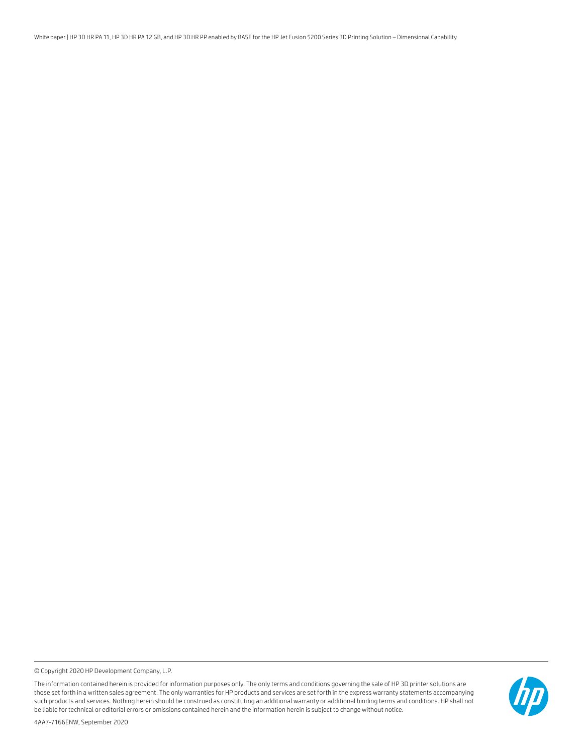© Copyright 2020 HP Development Company, L.P.

The information contained herein is provided for information purposes only. The only terms and conditions governing the sale of HP 3D printer solutions are those set forth in a written sales agreement. The only warranties for HP products and services are set forth in the express warranty statements accompanying such products and services. Nothing herein should be construed as constituting an additional warranty or additional binding terms and conditions. HP shall not be liable for technical or editorial errors or omissions contained herein and the information herein is subject to change without notice.

4AA7-7166ENW, September 2020